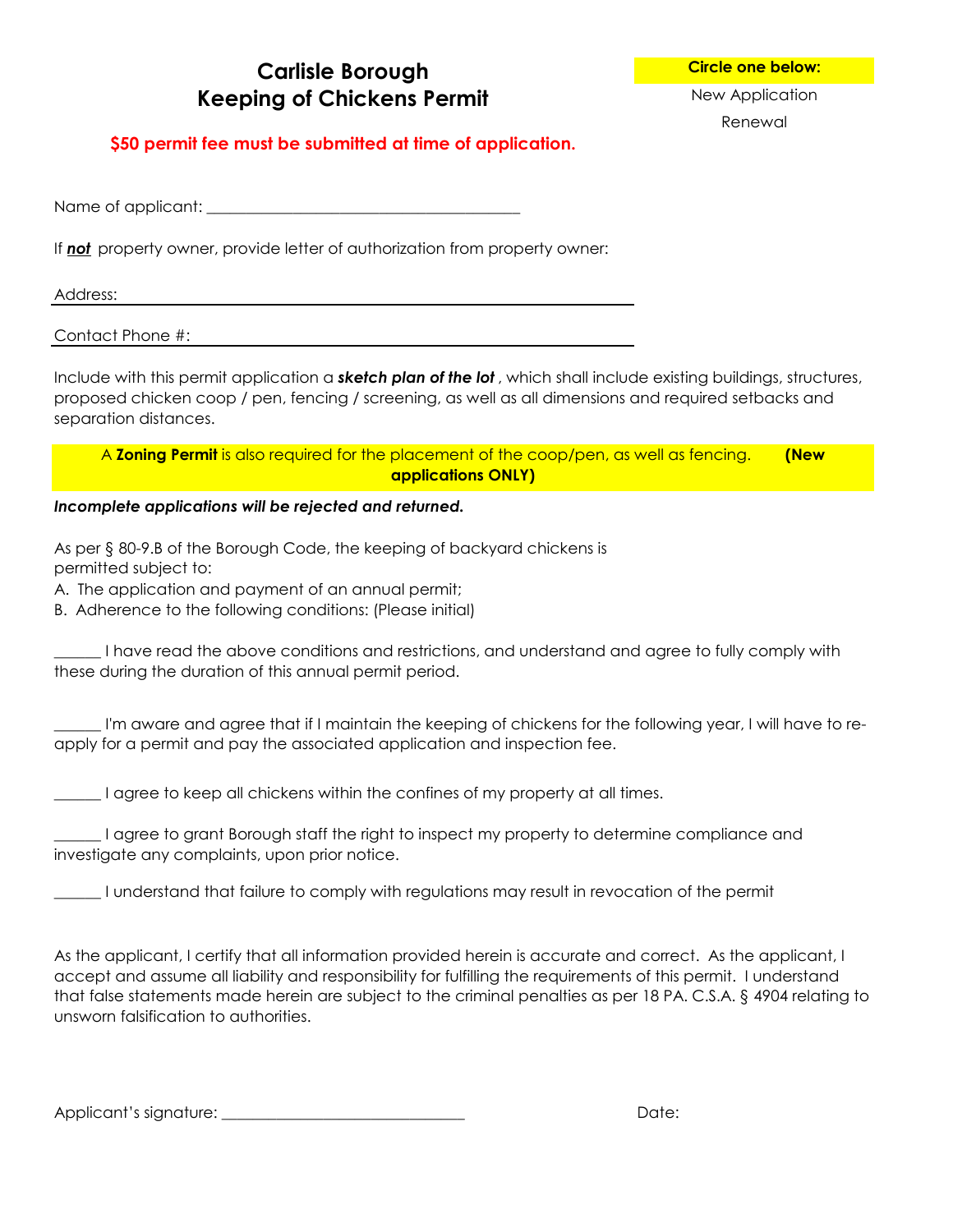# Carlisle Borough
# Keeping of Chickens Permit

**Circle one below:**

New Application

Renewal

**$50 permit fee must be submitted at time of application.**

Name of applicant: ________________________________________

If ***not*** property owner, provide letter of authorization from property owner:

Address: ________________________________________

Contact Phone #: ________________________________________

Include with this permit application a ***sketch plan of the lot***, which shall include existing buildings, structures, proposed chicken coop / pen, fencing / screening, as well as all dimensions and required setbacks and separation distances.

A **Zoning Permit** is also required for the placement of the coop/pen, as well as fencing. **(New applications ONLY)**

***Incomplete applications will be rejected and returned.***

As per § 80-9.B of the Borough Code, the keeping of backyard chickens is permitted subject to:

A. The application and payment of an annual permit;

B. Adherence to the following conditions: (Please initial)

______ I have read the above conditions and restrictions, and understand and agree to fully comply with these during the duration of this annual permit period.

______ I'm aware and agree that if I maintain the keeping of chickens for the following year, I will have to re-apply for a permit and pay the associated application and inspection fee.

______ I agree to keep all chickens within the confines of my property at all times.

______ I agree to grant Borough staff the right to inspect my property to determine compliance and investigate any complaints, upon prior notice.

______ I understand that failure to comply with regulations may result in revocation of the permit

As the applicant, I certify that all information provided herein is accurate and correct. As the applicant, I accept and assume all liability and responsibility for fulfilling the requirements of this permit. I understand that false statements made herein are subject to the criminal penalties as per 18 PA. C.S.A. § 4904 relating to unsworn falsification to authorities.

Applicant's signature: ______________________________ Date: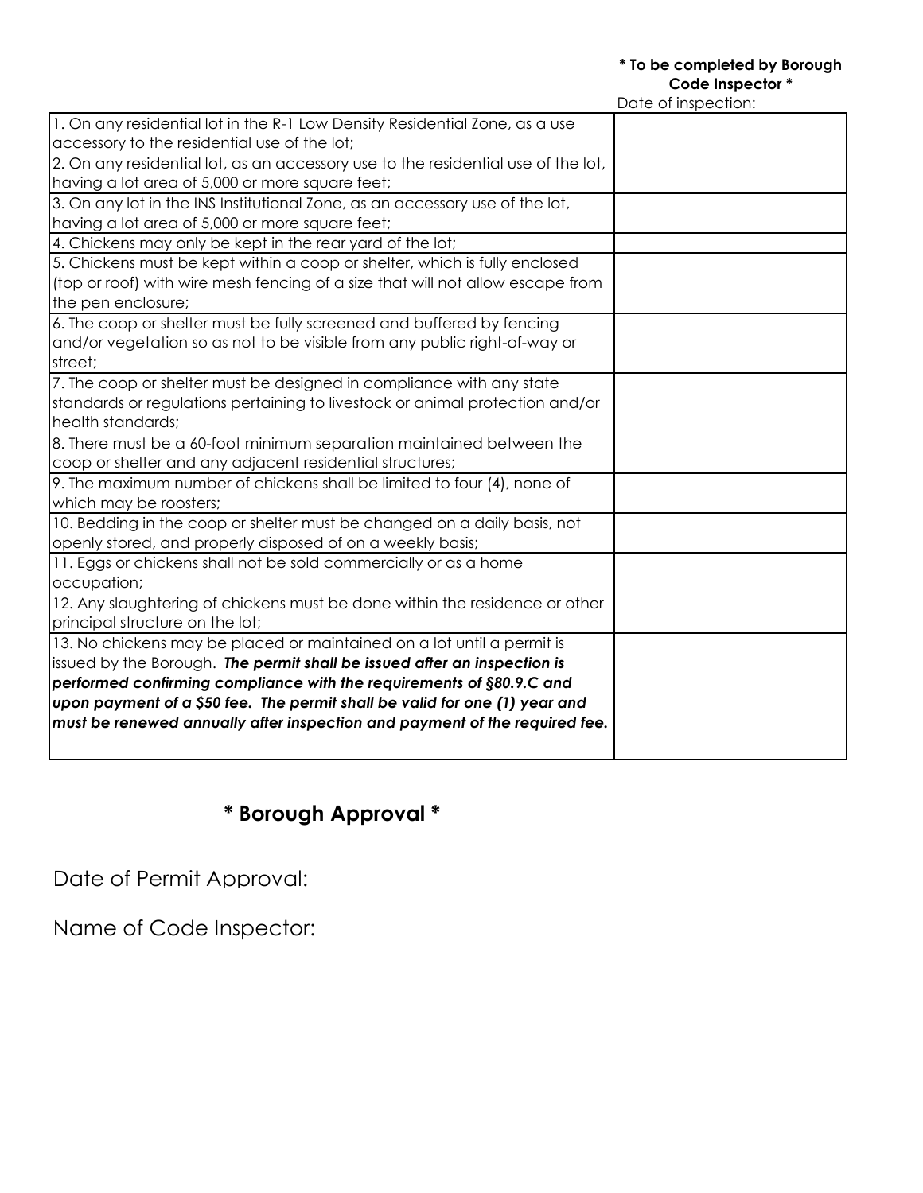***To be completed by Borough Code Inspector***

| | Date of inspection: |
|---|---|
| 1. On any residential lot in the R-1 Low Density Residential Zone, as a use accessory to the residential use of the lot; | |
| 2. On any residential lot, as an accessory use to the residential use of the lot, having a lot area of 5,000 or more square feet; | |
| 3. On any lot in the INS Institutional Zone, as an accessory use of the lot, having a lot area of 5,000 or more square feet; | |
| 4. Chickens may only be kept in the rear yard of the lot; | |
| 5. Chickens must be kept within a coop or shelter, which is fully enclosed (top or roof) with wire mesh fencing of a size that will not allow escape from the pen enclosure; | |
| 6. The coop or shelter must be fully screened and buffered by fencing and/or vegetation so as not to be visible from any public right-of-way or street; | |
| 7. The coop or shelter must be designed in compliance with any state standards or regulations pertaining to livestock or animal protection and/or health standards; | |
| 8. There must be a 60-foot minimum separation maintained between the coop or shelter and any adjacent residential structures; | |
| 9. The maximum number of chickens shall be limited to four (4), none of which may be roosters; | |
| 10. Bedding in the coop or shelter must be changed on a daily basis, not openly stored, and properly disposed of on a weekly basis; | |
| 11. Eggs or chickens shall not be sold commercially or as a home occupation; | |
| 12. Any slaughtering of chickens must be done within the residence or other principal structure on the lot; | |
| 13. No chickens may be placed or maintained on a lot until a permit is issued by the Borough. ***The permit shall be issued after an inspection is performed confirming compliance with the requirements of §80.9.C and upon payment of a $50 fee. The permit shall be valid for one (1) year and must be renewed annually after inspection and payment of the required fee.*** | |

## * Borough Approval *

Date of Permit Approval:

Name of Code Inspector: